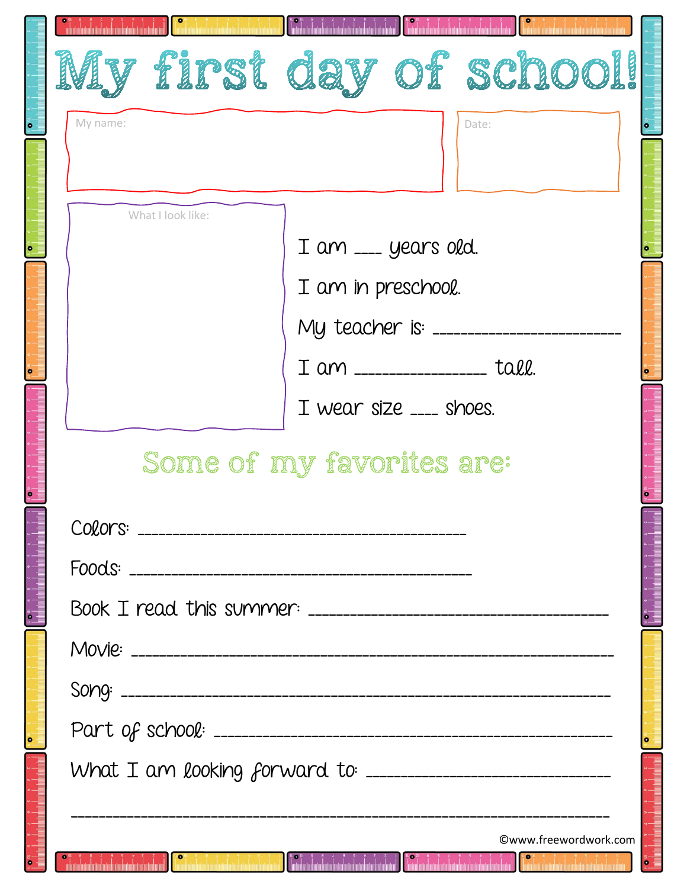# My first day of school!

My name:

Date:

What I look like:

I am ____ years old.

I am in preschool.

My teacher is: _______________________

I am _______________ tall.

I wear size ____ shoes.

## Some of my favorites are:

Colors: ___________________________________________

Foods: ___________________________________________

Book I read this summer: _______________________________

Movie: ___________________________________________

Song: ___________________________________________

Part of school: ______________________________________

What I am looking forward to: __________________________

___________________________________________________________

©www.freewordwork.com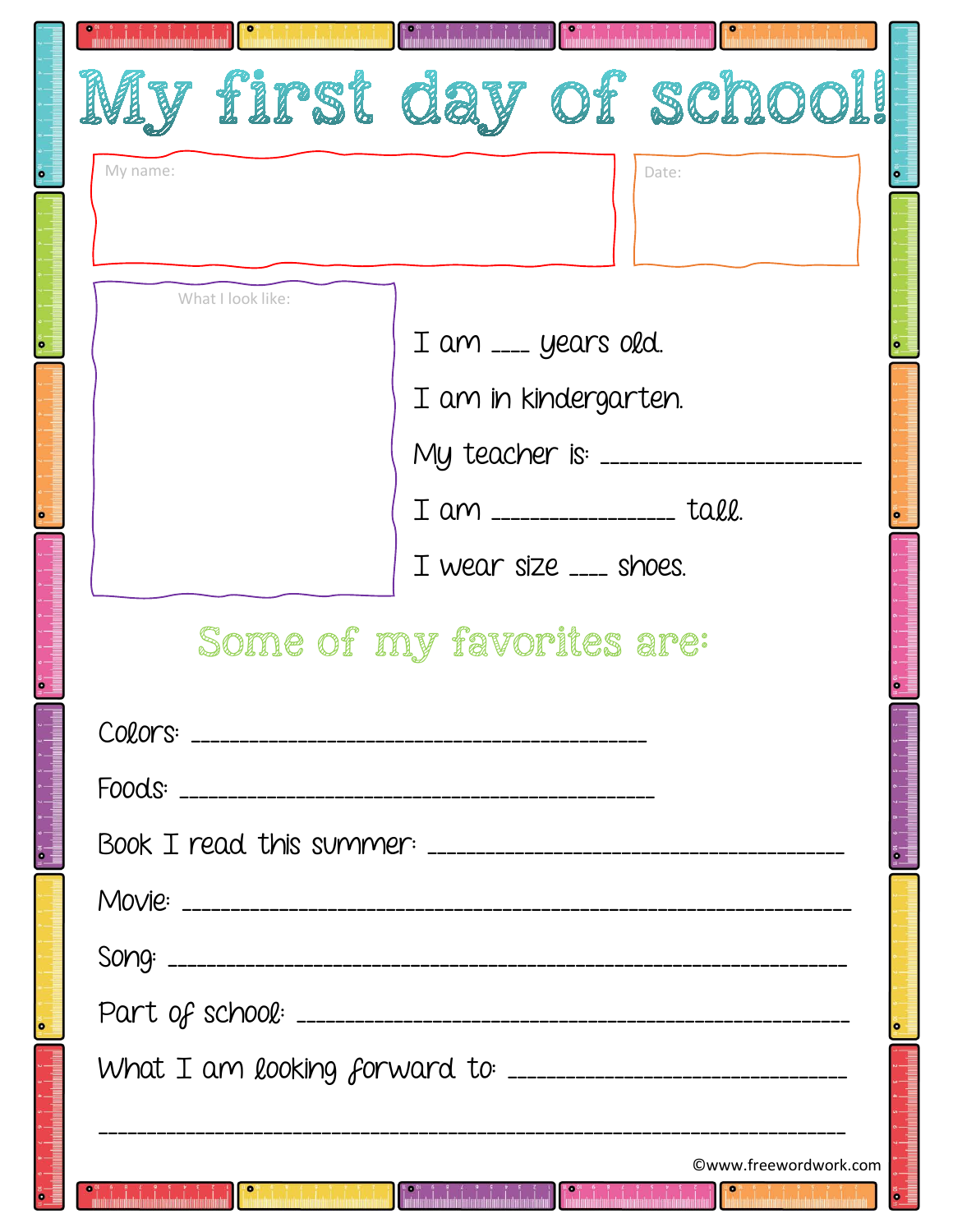# My first day of school!

My name:

Date:

What I look like:

I am ____ years old.

I am in kindergarten.

My teacher is: ________________________

I am ________________ tall.

I wear size ____ shoes.

## Some of my favorites are:

Colors: ________________________________________

Foods: ________________________________________

Book I read this summer: ________________________________

Movie: ________________________________________________

Song: ________________________________________________

Part of school: ________________________________________

What I am looking forward to: ________________________

________________________________________________________

©www.freewordwork.com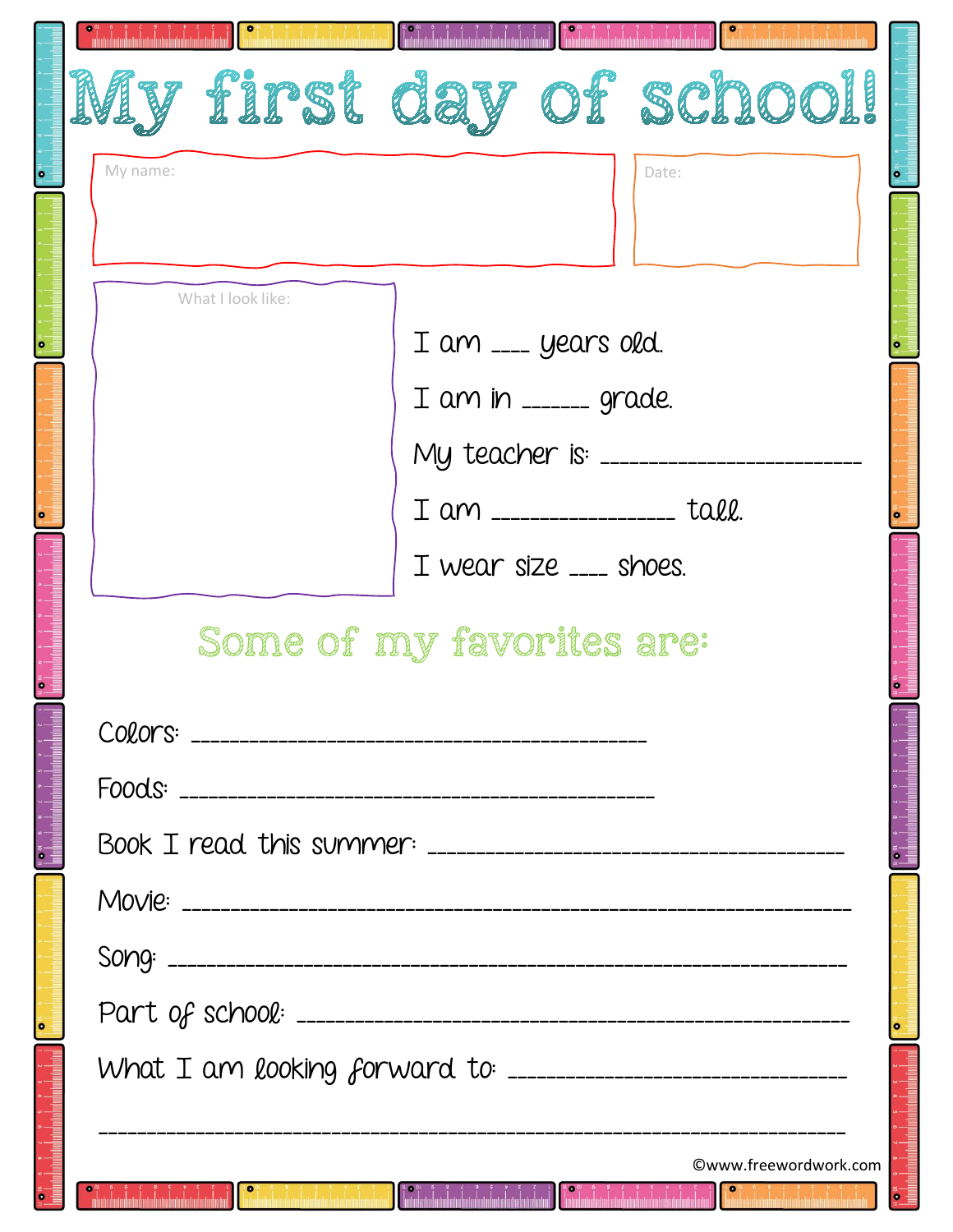# My first day of school!

My name:

Date:

What I look like:

I am ____ years old.

I am in ______ grade.

My teacher is: ________________________

I am _________________ tall.

I wear size ____ shoes.

## Some of my favorites are:

Colors: ___________________________________________

Foods: ____________________________________________

Book I read this summer: _______________________________

Movie: ________________________________________________

Song: _________________________________________________

Part of school: _______________________________________

What I am looking forward to: _________________________

_______________________________________________________

©www.freewordwork.com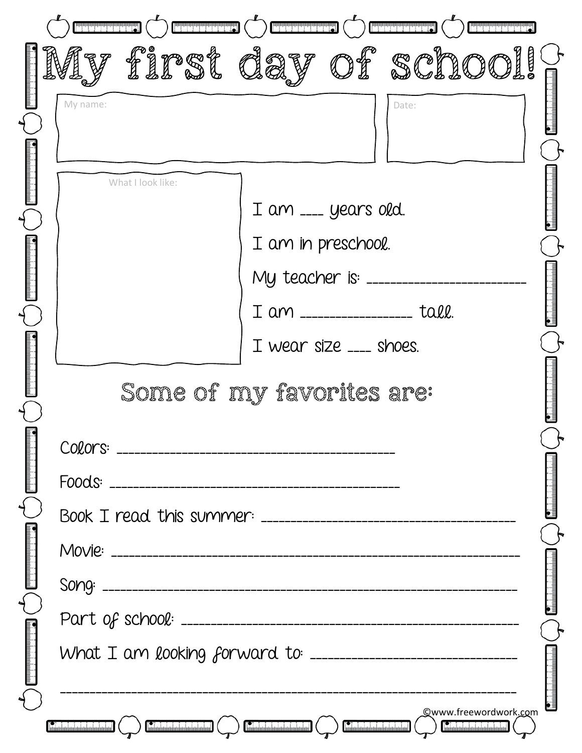# My first day of school!

My name:

Date:

What I look like:

I am ____ years old.

I am in preschool.

My teacher is: ______________________

I am ________________ tall.

I wear size ____ shoes.

## Some of my favorites are:

Colors: ________________________________________

Foods: __________________________________________

Book I read this summer: ________________________________

Movie: ___________________________________________________

Song: ____________________________________________________

Part of school: ____________________________________________

What I am looking forward to: _____________________________

__________________________________________________________

©www.freewordwork.com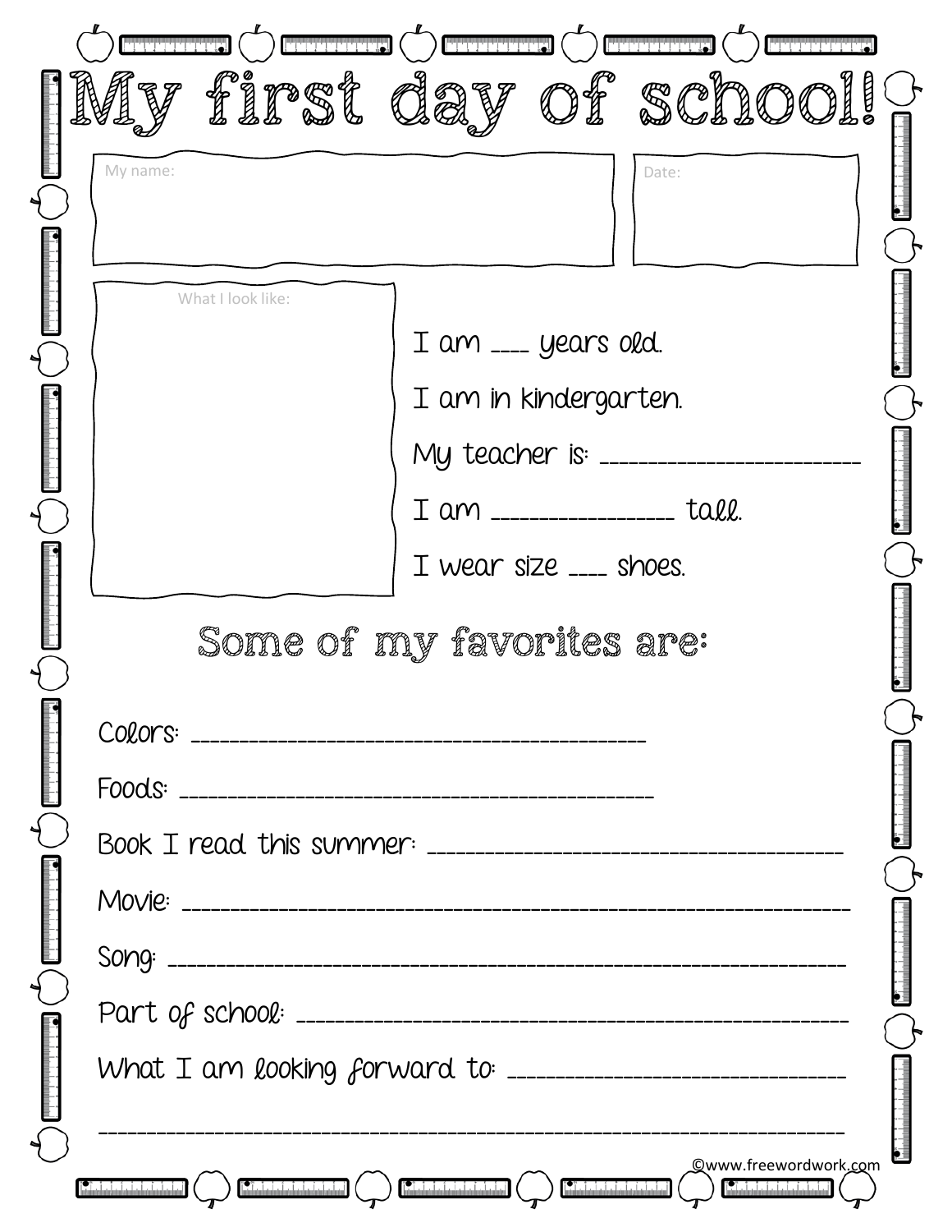# My first day of school!

My name:

Date:

What I look like:

I am ____ years old.

I am in kindergarten.

My teacher is: ________________________

I am ________________ tall.

I wear size ____ shoes.

## Some of my favorites are:

Colors: ________________________________________

Foods: __________________________________________

Book I read this summer: ____________________________________

Movie: ____________________________________________________________

Song: _____________________________________________________________

Part of school: ___________________________________________________

What I am looking forward to: ______________________________

_____________________________________________________________________

©www.freewordwork.com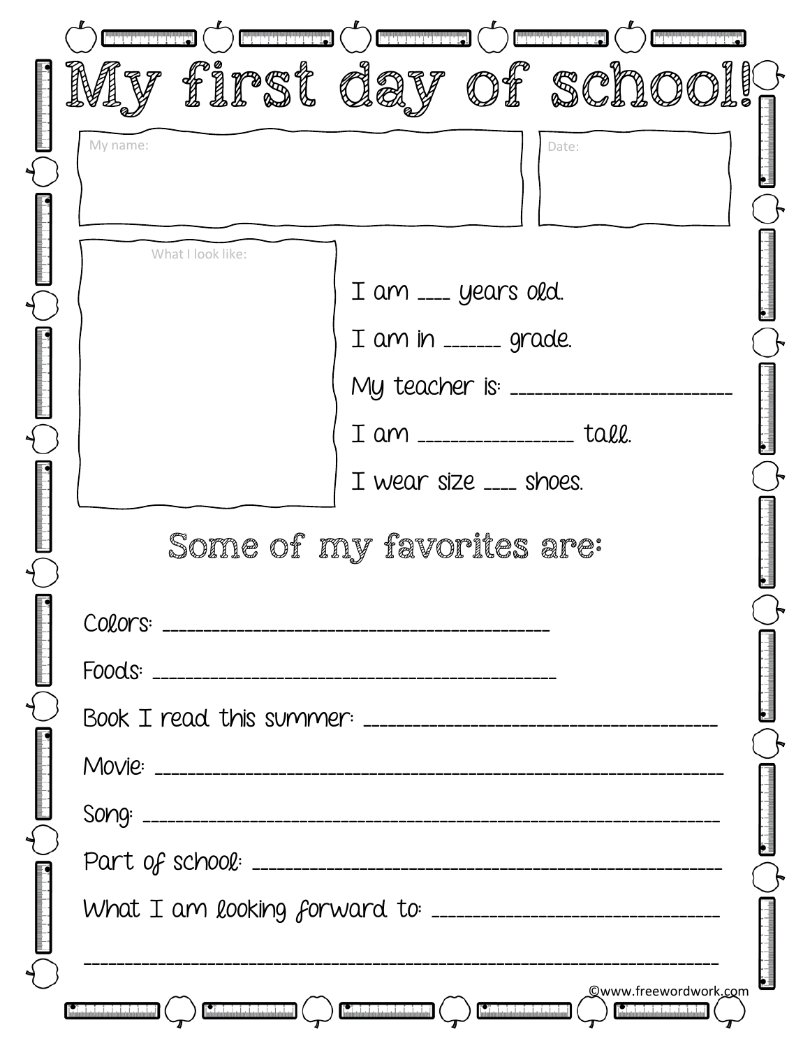# My first day of school!

My name:

Date:

What I look like:

I am ____ years old.

I am in ______ grade.

My teacher is: ________________________

I am ________________ tall.

I wear size ____ shoes.

## Some of my favorites are:

Colors: ________________________________________

Foods: __________________________________________

Book I read this summer: ____________________________________

Movie: ________________________________________________________

Song: _________________________________________________________

Part of school: ________________________________________________

What I am looking forward to: ____________________________

______________________________________________________________

©www.freewordwork.com